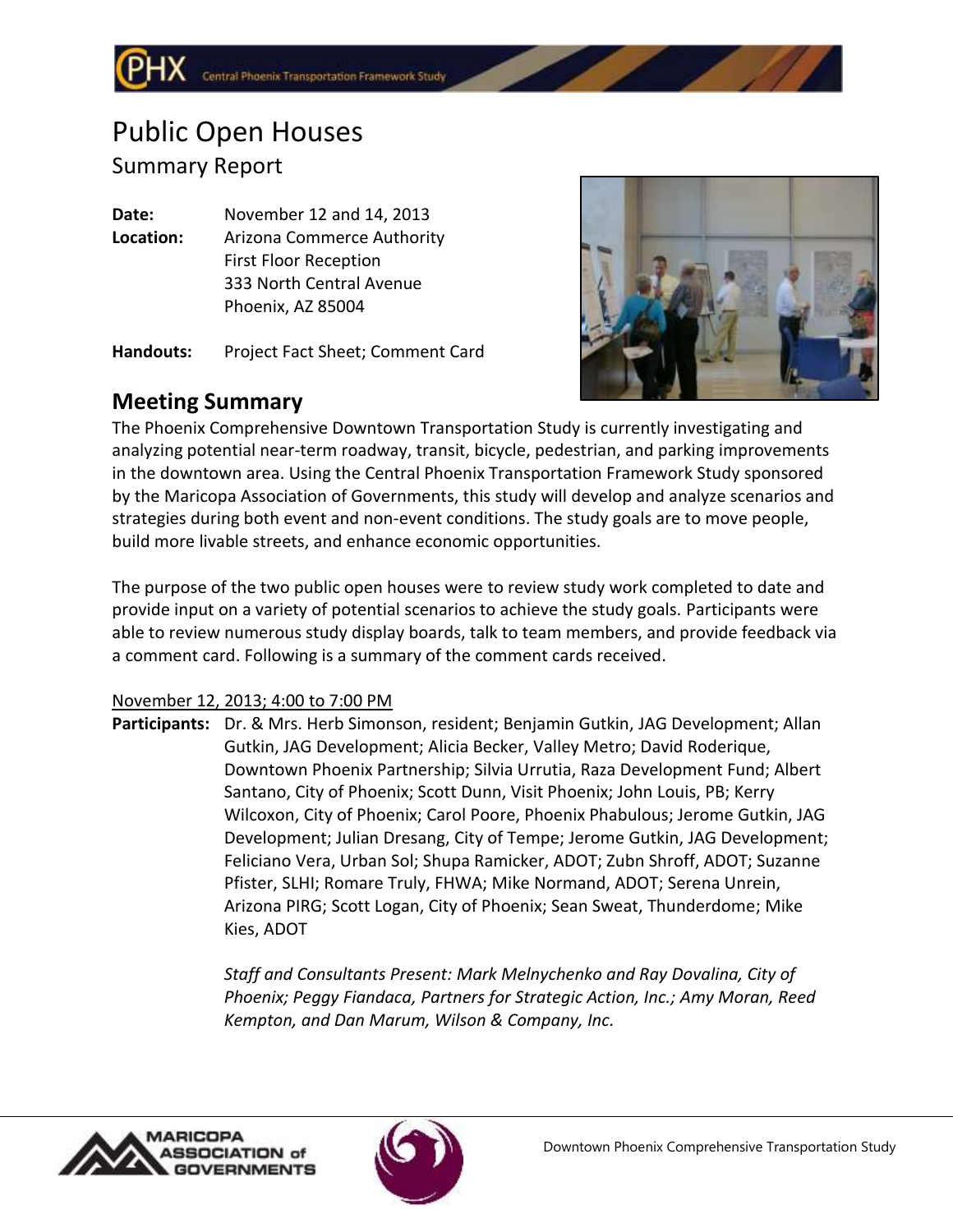# Public Open Houses

## Summary Report

**Date:** November 12 and 14, 2013

**Location:** Arizona Commerce Authority
First Floor Reception
333 North Central Avenue
Phoenix, AZ 85004

**Handouts:** Project Fact Sheet; Comment Card

## Meeting Summary

The Phoenix Comprehensive Downtown Transportation Study is currently investigating and analyzing potential near-term roadway, transit, bicycle, pedestrian, and parking improvements in the downtown area. Using the Central Phoenix Transportation Framework Study sponsored by the Maricopa Association of Governments, this study will develop and analyze scenarios and strategies during both event and non-event conditions. The study goals are to move people, build more livable streets, and enhance economic opportunities.

The purpose of the two public open houses were to review study work completed to date and provide input on a variety of potential scenarios to achieve the study goals. Participants were able to review numerous study display boards, talk to team members, and provide feedback via a comment card. Following is a summary of the comment cards received.

November 12, 2013; 4:00 to 7:00 PM

**Participants:** Dr. & Mrs. Herb Simonson, resident; Benjamin Gutkin, JAG Development; Allan Gutkin, JAG Development; Alicia Becker, Valley Metro; David Roderique, Downtown Phoenix Partnership; Silvia Urrutia, Raza Development Fund; Albert Santano, City of Phoenix; Scott Dunn, Visit Phoenix; John Louis, PB; Kerry Wilcoxon, City of Phoenix; Carol Poore, Phoenix Phabulous; Jerome Gutkin, JAG Development; Julian Dresang, City of Tempe; Jerome Gutkin, JAG Development; Feliciano Vera, Urban Sol; Shupa Ramicker, ADOT; Zubn Shroff, ADOT; Suzanne Pfister, SLHI; Romare Truly, FHWA; Mike Normand, ADOT; Serena Unrein, Arizona PIRG; Scott Logan, City of Phoenix; Sean Sweat, Thunderdome; Mike Kies, ADOT

*Staff and Consultants Present: Mark Melnychenko and Ray Dovalina, City of Phoenix; Peggy Fiandaca, Partners for Strategic Action, Inc.; Amy Moran, Reed Kempton, and Dan Marum, Wilson & Company, Inc.*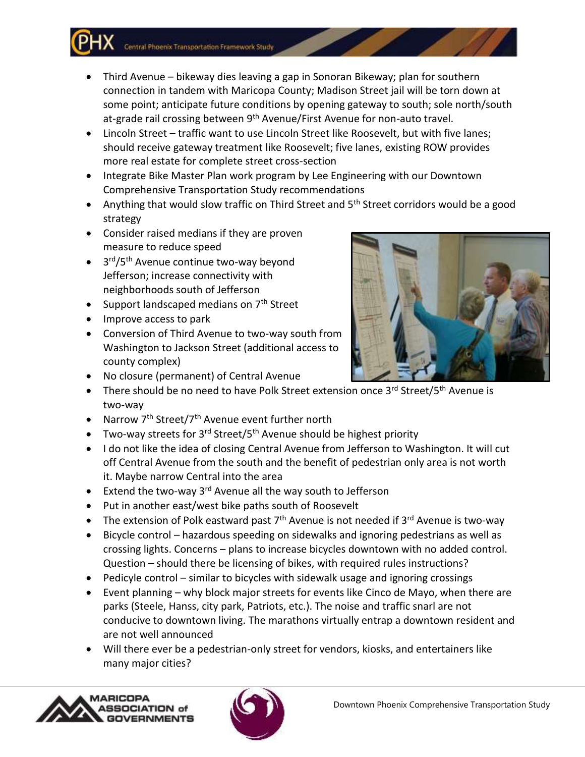- Third Avenue – bikeway dies leaving a gap in Sonoran Bikeway; plan for southern connection in tandem with Maricopa County; Madison Street jail will be torn down at some point; anticipate future conditions by opening gateway to south; sole north/south at-grade rail crossing between 9th Avenue/First Avenue for non-auto travel.
- Lincoln Street – traffic want to use Lincoln Street like Roosevelt, but with five lanes; should receive gateway treatment like Roosevelt; five lanes, existing ROW provides more real estate for complete street cross-section
- Integrate Bike Master Plan work program by Lee Engineering with our Downtown Comprehensive Transportation Study recommendations
- Anything that would slow traffic on Third Street and 5th Street corridors would be a good strategy
- Consider raised medians if they are proven measure to reduce speed
- 3rd/5th Avenue continue two-way beyond Jefferson; increase connectivity with neighborhoods south of Jefferson
- Support landscaped medians on 7th Street
- Improve access to park
- Conversion of Third Avenue to two-way south from Washington to Jackson Street (additional access to county complex)
- No closure (permanent) of Central Avenue
- There should be no need to have Polk Street extension once 3rd Street/5th Avenue is two-way
- Narrow 7th Street/7th Avenue event further north
- Two-way streets for 3rd Street/5th Avenue should be highest priority
- I do not like the idea of closing Central Avenue from Jefferson to Washington. It will cut off Central Avenue from the south and the benefit of pedestrian only area is not worth it. Maybe narrow Central into the area
- Extend the two-way 3rd Avenue all the way south to Jefferson
- Put in another east/west bike paths south of Roosevelt
- The extension of Polk eastward past 7th Avenue is not needed if 3rd Avenue is two-way
- Bicycle control – hazardous speeding on sidewalks and ignoring pedestrians as well as crossing lights. Concerns – plans to increase bicycles downtown with no added control. Question – should there be licensing of bikes, with required rules instructions?
- Pedicyle control – similar to bicycles with sidewalk usage and ignoring crossings
- Event planning – why block major streets for events like Cinco de Mayo, when there are parks (Steele, Hanss, city park, Patriots, etc.). The noise and traffic snarl are not conducive to downtown living. The marathons virtually entrap a downtown resident and are not well announced
- Will there ever be a pedestrian-only street for vendors, kiosks, and entertainers like many major cities?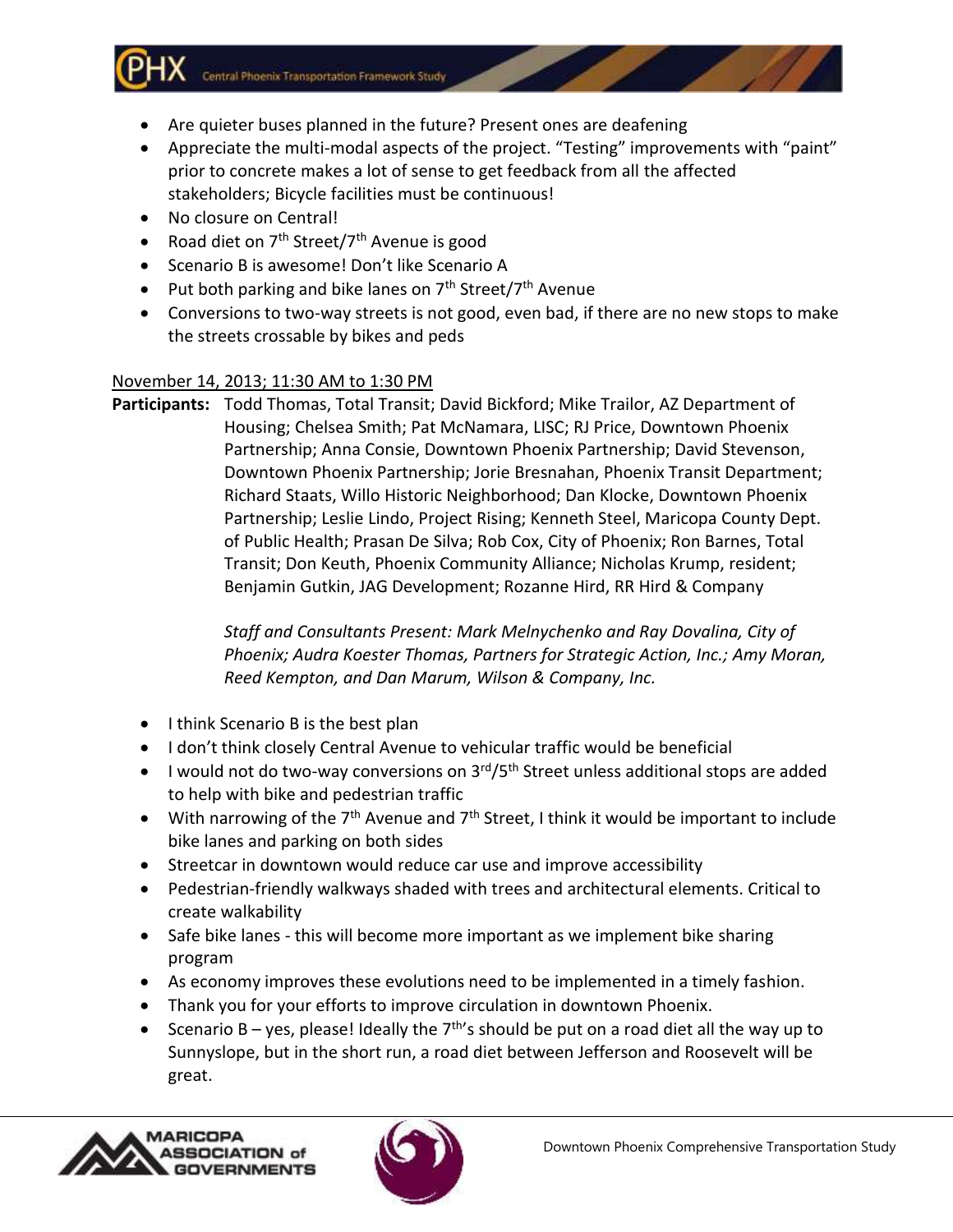- Are quieter buses planned in the future? Present ones are deafening
- Appreciate the multi-modal aspects of the project. "Testing" improvements with "paint" prior to concrete makes a lot of sense to get feedback from all the affected stakeholders; Bicycle facilities must be continuous!
- No closure on Central!
- Road diet on 7th Street/7th Avenue is good
- Scenario B is awesome! Don't like Scenario A
- Put both parking and bike lanes on 7th Street/7th Avenue
- Conversions to two-way streets is not good, even bad, if there are no new stops to make the streets crossable by bikes and peds

November 14, 2013; 11:30 AM to 1:30 PM

**Participants:** Todd Thomas, Total Transit; David Bickford; Mike Trailor, AZ Department of Housing; Chelsea Smith; Pat McNamara, LISC; RJ Price, Downtown Phoenix Partnership; Anna Consie, Downtown Phoenix Partnership; David Stevenson, Downtown Phoenix Partnership; Jorie Bresnahan, Phoenix Transit Department; Richard Staats, Willo Historic Neighborhood; Dan Klocke, Downtown Phoenix Partnership; Leslie Lindo, Project Rising; Kenneth Steel, Maricopa County Dept. of Public Health; Prasan De Silva; Rob Cox, City of Phoenix; Ron Barnes, Total Transit; Don Keuth, Phoenix Community Alliance; Nicholas Krump, resident; Benjamin Gutkin, JAG Development; Rozanne Hird, RR Hird & Company

*Staff and Consultants Present: Mark Melnychenko and Ray Dovalina, City of Phoenix; Audra Koester Thomas, Partners for Strategic Action, Inc.; Amy Moran, Reed Kempton, and Dan Marum, Wilson & Company, Inc.*

- I think Scenario B is the best plan
- I don't think closely Central Avenue to vehicular traffic would be beneficial
- I would not do two-way conversions on 3rd/5th Street unless additional stops are added to help with bike and pedestrian traffic
- With narrowing of the 7th Avenue and 7th Street, I think it would be important to include bike lanes and parking on both sides
- Streetcar in downtown would reduce car use and improve accessibility
- Pedestrian-friendly walkways shaded with trees and architectural elements. Critical to create walkability
- Safe bike lanes - this will become more important as we implement bike sharing program
- As economy improves these evolutions need to be implemented in a timely fashion.
- Thank you for your efforts to improve circulation in downtown Phoenix.
- Scenario B – yes, please! Ideally the 7th's should be put on a road diet all the way up to Sunnyslope, but in the short run, a road diet between Jefferson and Roosevelt will be great.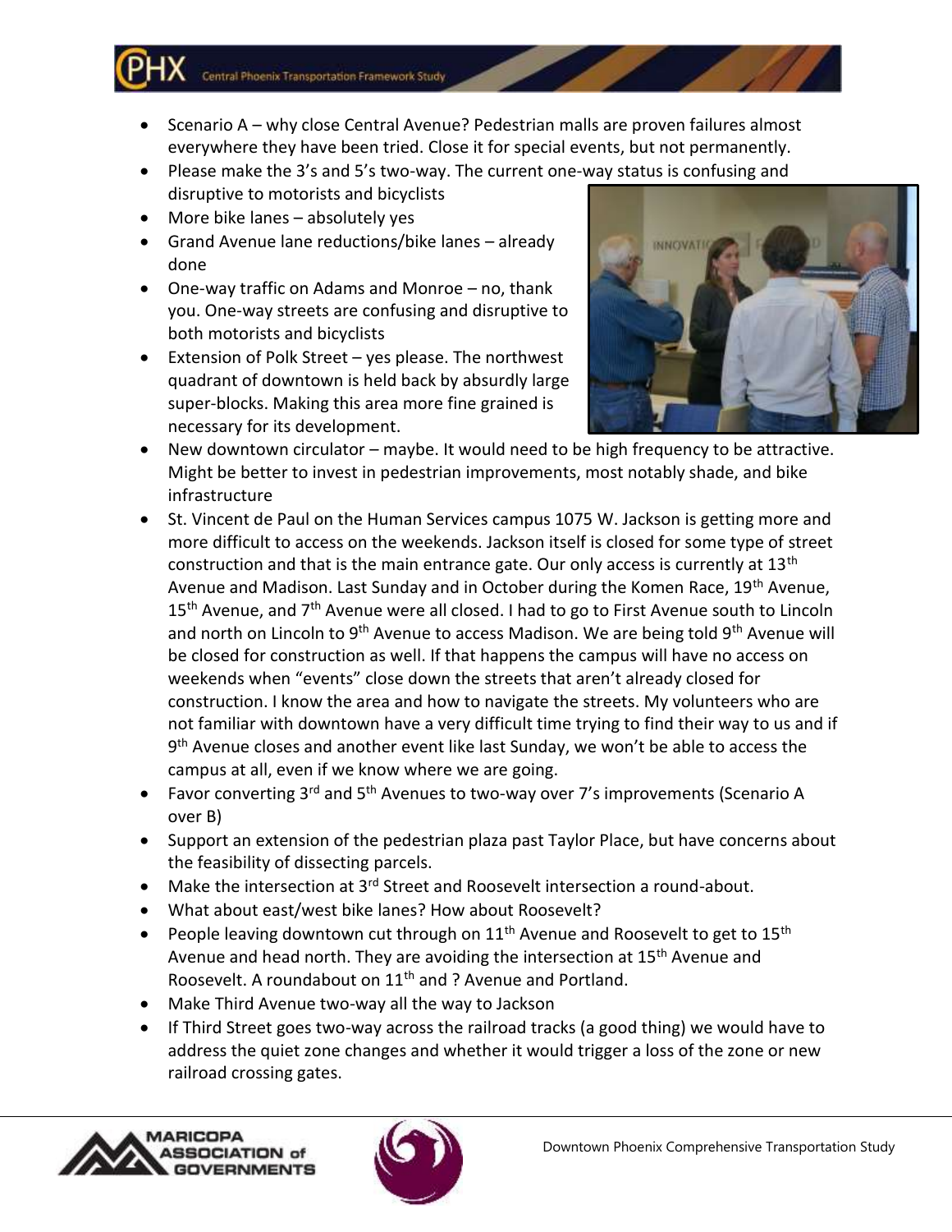- Scenario A – why close Central Avenue? Pedestrian malls are proven failures almost everywhere they have been tried. Close it for special events, but not permanently.
- Please make the 3's and 5's two-way. The current one-way status is confusing and disruptive to motorists and bicyclists
- More bike lanes – absolutely yes
- Grand Avenue lane reductions/bike lanes – already done
- One-way traffic on Adams and Monroe – no, thank you. One-way streets are confusing and disruptive to both motorists and bicyclists
- Extension of Polk Street – yes please. The northwest quadrant of downtown is held back by absurdly large super-blocks. Making this area more fine grained is necessary for its development.
- New downtown circulator – maybe. It would need to be high frequency to be attractive. Might be better to invest in pedestrian improvements, most notably shade, and bike infrastructure
- St. Vincent de Paul on the Human Services campus 1075 W. Jackson is getting more and more difficult to access on the weekends. Jackson itself is closed for some type of street construction and that is the main entrance gate. Our only access is currently at 13th Avenue and Madison. Last Sunday and in October during the Komen Race, 19th Avenue, 15th Avenue, and 7th Avenue were all closed. I had to go to First Avenue south to Lincoln and north on Lincoln to 9th Avenue to access Madison. We are being told 9th Avenue will be closed for construction as well. If that happens the campus will have no access on weekends when "events" close down the streets that aren't already closed for construction. I know the area and how to navigate the streets. My volunteers who are not familiar with downtown have a very difficult time trying to find their way to us and if 9th Avenue closes and another event like last Sunday, we won't be able to access the campus at all, even if we know where we are going.
- Favor converting 3rd and 5th Avenues to two-way over 7's improvements (Scenario A over B)
- Support an extension of the pedestrian plaza past Taylor Place, but have concerns about the feasibility of dissecting parcels.
- Make the intersection at 3rd Street and Roosevelt intersection a round-about.
- What about east/west bike lanes? How about Roosevelt?
- People leaving downtown cut through on 11th Avenue and Roosevelt to get to 15th Avenue and head north. They are avoiding the intersection at 15th Avenue and Roosevelt. A roundabout on 11th and ? Avenue and Portland.
- Make Third Avenue two-way all the way to Jackson
- If Third Street goes two-way across the railroad tracks (a good thing) we would have to address the quiet zone changes and whether it would trigger a loss of the zone or new railroad crossing gates.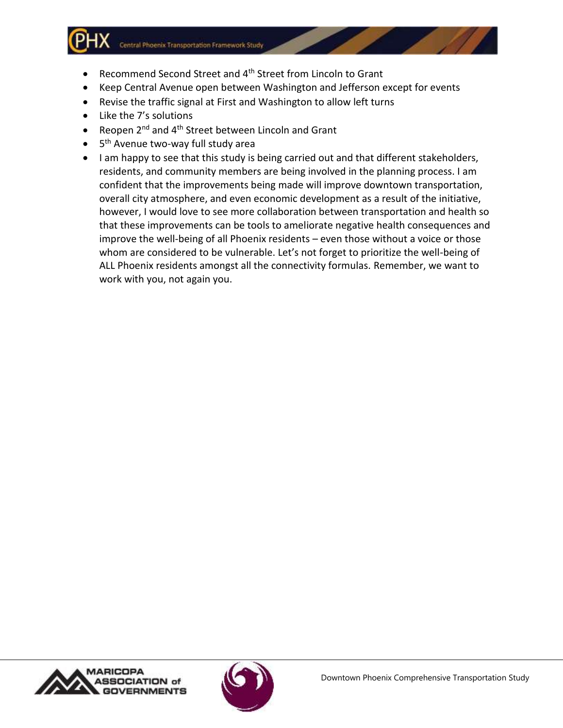- Recommend Second Street and 4th Street from Lincoln to Grant
- Keep Central Avenue open between Washington and Jefferson except for events
- Revise the traffic signal at First and Washington to allow left turns
- Like the 7's solutions
- Reopen 2nd and 4th Street between Lincoln and Grant
- 5th Avenue two-way full study area
- I am happy to see that this study is being carried out and that different stakeholders, residents, and community members are being involved in the planning process. I am confident that the improvements being made will improve downtown transportation, overall city atmosphere, and even economic development as a result of the initiative, however, I would love to see more collaboration between transportation and health so that these improvements can be tools to ameliorate negative health consequences and improve the well-being of all Phoenix residents – even those without a voice or those whom are considered to be vulnerable. Let's not forget to prioritize the well-being of ALL Phoenix residents amongst all the connectivity formulas. Remember, we want to work with you, not again you.